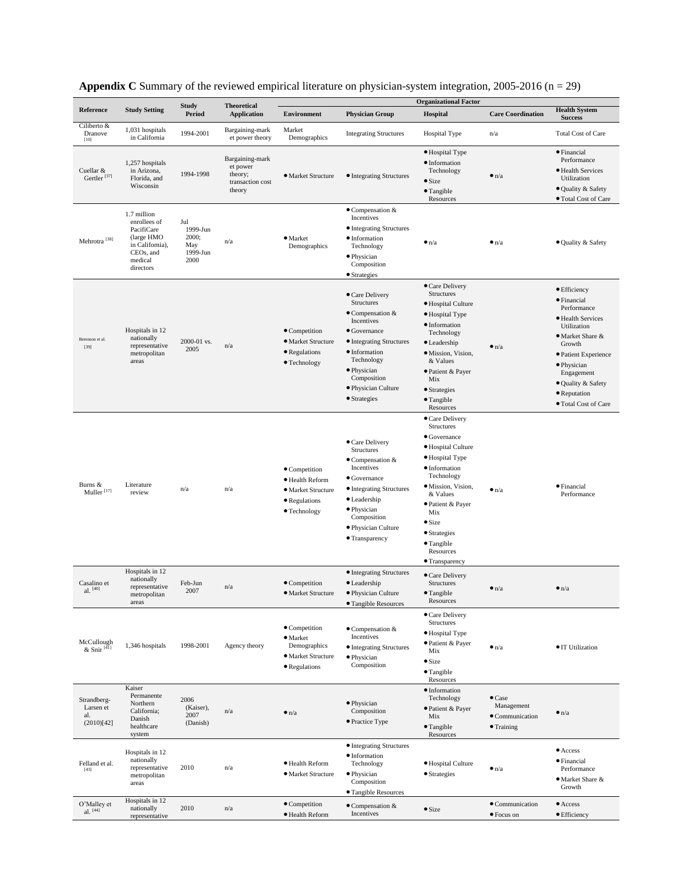**Appendix C** Summary of the reviewed empirical literature on physician-system integration, 2005-2016 (n = 29)

| Reference | Study Setting | Study Period | Theoretical Application | Organizational Factor | | | | Health System Success |
|---|---|---|---|---|---|---|---|---|
| | | | | Environment | Physician Group | Hospital | Care Coordination | |
| Ciliberto & Dranove [10] | 1,031 hospitals in California | 1994-2001 | Bargaining-market power theory | Market Demographics | Integrating Structures | Hospital Type | n/a | Total Cost of Care |
| Cuellar & Gertler [37] | 1,257 hospitals in Arizona, Florida, and Wisconsin | 1994-1998 | Bargaining-market power theory; transaction cost theory | • Market Structure | • Integrating Structures | • Hospital Type<br>• Information Technology<br>• Size<br>• Tangible Resources | • n/a | • Financial Performance<br>• Health Services Utilization<br>• Quality & Safety<br>• Total Cost of Care |
| Mehrotra [38] | 1.7 million enrollees of PacifiCare (large HMO in California), CEOs, and medical directors | Jul 1999-Jun 2000; May 1999-Jun 2000 | n/a | • Market Demographics | • Compensation & Incentives<br>• Integrating Structures<br>• Information Technology<br>• Physician Composition<br>• Strategies | • n/a | • n/a | • Quality & Safety |
| Berenson et al. [39] | Hospitals in 12 nationally representative metropolitan areas | 2000-01 vs. 2005 | n/a | • Competition<br>• Market Structure<br>• Regulations<br>• Technology | • Care Delivery Structures<br>• Compensation & Incentives<br>• Governance<br>• Integrating Structures<br>• Information Technology<br>• Physician Composition<br>• Physician Culture<br>• Strategies | • Care Delivery Structures<br>• Hospital Culture<br>• Hospital Type<br>• Information Technology<br>• Leadership<br>• Mission, Vision, & Values<br>• Patient & Payer Mix<br>• Strategies<br>• Tangible Resources | • n/a | • Efficiency<br>• Financial Performance<br>• Health Services Utilization<br>• Market Share & Growth<br>• Patient Experience<br>• Physician Engagement<br>• Quality & Safety<br>• Reputation<br>• Total Cost of Care |
| Burns & Muller [17] | Literature review | n/a | n/a | • Competition<br>• Health Reform<br>• Market Structure<br>• Regulations<br>• Technology | • Care Delivery Structures<br>• Compensation & Incentives<br>• Governance<br>• Integrating Structures<br>• Leadership<br>• Physician Composition<br>• Physician Culture<br>• Transparency | • Care Delivery Structures<br>• Governance<br>• Hospital Culture<br>• Hospital Type<br>• Information Technology<br>• Mission, Vision, & Values<br>• Patient & Payer Mix<br>• Size<br>• Strategies<br>• Tangible Resources<br>• Transparency | • n/a | • Financial Performance |
| Casalino et al. [40] | Hospitals in 12 nationally representative metropolitan areas | Feb-Jun 2007 | n/a | • Competition<br>• Market Structure | • Integrating Structures<br>• Leadership<br>• Physician Culture<br>• Tangible Resources | • Care Delivery Structures<br>• Tangible Resources | • n/a | • n/a |
| McCullough & Snir [41] | 1,346 hospitals | 1998-2001 | Agency theory | • Competition<br>• Market Demographics<br>• Market Structure<br>• Regulations | • Compensation & Incentives<br>• Integrating Structures<br>• Physician Composition | • Care Delivery Structures<br>• Hospital Type<br>• Patient & Payer Mix<br>• Size<br>• Tangible Resources | • n/a | • IT Utilization |
| Strandberg-Larsen et al. (2010)[42] | Kaiser Permanente Northern California; Danish healthcare system | 2006 (Kaiser), 2007 (Danish) | n/a | • n/a | • Physician Composition<br>• Practice Type | • Information Technology<br>• Patient & Payer Mix<br>• Tangible Resources | • Case Management<br>• Communication<br>• Training | • n/a |
| Felland et al. [43] | Hospitals in 12 nationally representative metropolitan areas | 2010 | n/a | • Health Reform<br>• Market Structure | • Integrating Structures<br>• Information Technology<br>• Physician Composition<br>• Tangible Resources | • Hospital Culture<br>• Strategies | • n/a | • Access<br>• Financial Performance<br>• Market Share & Growth |
| O'Malley et al. [44] | Hospitals in 12 nationally representative | 2010 | n/a | • Competition<br>• Health Reform | • Compensation & Incentives | • Size | • Communication<br>• Focus on | • Access<br>• Efficiency |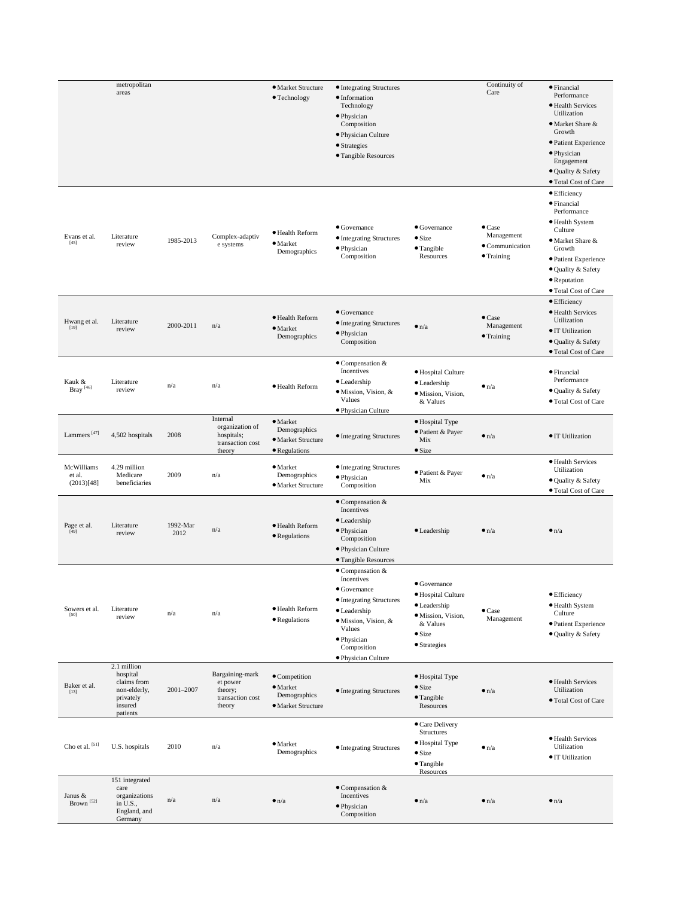| | | | | | | | | |
|---|---|---|---|---|---|---|---|---|
| | metropolitan areas | | | • Market Structure<br>• Technology | • Integrating Structures<br>• Information Technology<br>• Physician Composition<br>• Physician Culture<br>• Strategies<br>• Tangible Resources | | Continuity of Care | • Financial Performance<br>• Health Services Utilization<br>• Market Share & Growth<br>• Patient Experience<br>• Physician Engagement<br>• Quality & Safety<br>• Total Cost of Care |
| Evans et al. [45] | Literature review | 1985-2013 | Complex-adaptive systems | • Health Reform<br>• Market Demographics | • Governance<br>• Integrating Structures<br>• Physician Composition | • Governance<br>• Size<br>• Tangible Resources | • Case Management<br>• Communication<br>• Training | • Efficiency<br>• Financial Performance<br>• Health System Culture<br>• Market Share & Growth<br>• Patient Experience<br>• Quality & Safety<br>• Reputation<br>• Total Cost of Care |
| Hwang et al. [19] | Literature review | 2000-2011 | n/a | • Health Reform<br>• Market Demographics | • Governance<br>• Integrating Structures<br>• Physician Composition | • n/a | • Case Management<br>• Training | • Efficiency<br>• Health Services Utilization<br>• IT Utilization<br>• Quality & Safety<br>• Total Cost of Care |
| Kauk & Bray [46] | Literature review | n/a | n/a | • Health Reform | • Compensation & Incentives<br>• Leadership<br>• Mission, Vision, & Values<br>• Physician Culture | • Hospital Culture<br>• Leadership<br>• Mission, Vision, & Values | • n/a | • Financial Performance<br>• Quality & Safety<br>• Total Cost of Care |
| Lammers [47] | 4,502 hospitals | 2008 | Internal organization of hospitals; transaction cost theory | • Market Demographics<br>• Market Structure<br>• Regulations | • Integrating Structures | • Hospital Type<br>• Patient & Payer Mix<br>• Size | • n/a | • IT Utilization |
| McWilliams et al. (2013)[48] | 4.29 million Medicare beneficiaries | 2009 | n/a | • Market Demographics<br>• Market Structure | • Integrating Structures<br>• Physician Composition | • Patient & Payer Mix | • n/a | • Health Services Utilization<br>• Quality & Safety<br>• Total Cost of Care |
| Page et al. [49] | Literature review | 1992-Mar 2012 | n/a | • Health Reform<br>• Regulations | • Compensation & Incentives<br>• Leadership<br>• Physician Composition<br>• Physician Culture<br>• Tangible Resources | • Leadership | • n/a | • n/a |
| Sowers et al. [50] | Literature review | n/a | n/a | • Health Reform<br>• Regulations | • Compensation & Incentives<br>• Governance<br>• Integrating Structures<br>• Leadership<br>• Mission, Vision, & Values<br>• Physician Composition<br>• Physician Culture | • Governance<br>• Hospital Culture<br>• Leadership<br>• Mission, Vision, & Values<br>• Size<br>• Strategies | • Case Management | • Efficiency<br>• Health System Culture<br>• Patient Experience<br>• Quality & Safety |
| Baker et al. [13] | 2.1 million hospital claims from non-elderly, privately insured patients | 2001–2007 | Bargaining-market power theory; transaction cost theory | • Competition<br>• Market Demographics<br>• Market Structure | • Integrating Structures | • Hospital Type<br>• Size<br>• Tangible Resources | • n/a | • Health Services Utilization<br>• Total Cost of Care |
| Cho et al. [51] | U.S. hospitals | 2010 | n/a | • Market Demographics | • Integrating Structures | • Care Delivery Structures<br>• Hospital Type<br>• Size<br>• Tangible Resources | • n/a | • Health Services Utilization<br>• IT Utilization |
| Janus & Brown [52] | 151 integrated care organizations in U.S., England, and Germany | n/a | n/a | • n/a | • Compensation & Incentives<br>• Physician Composition | • n/a | • n/a | • n/a |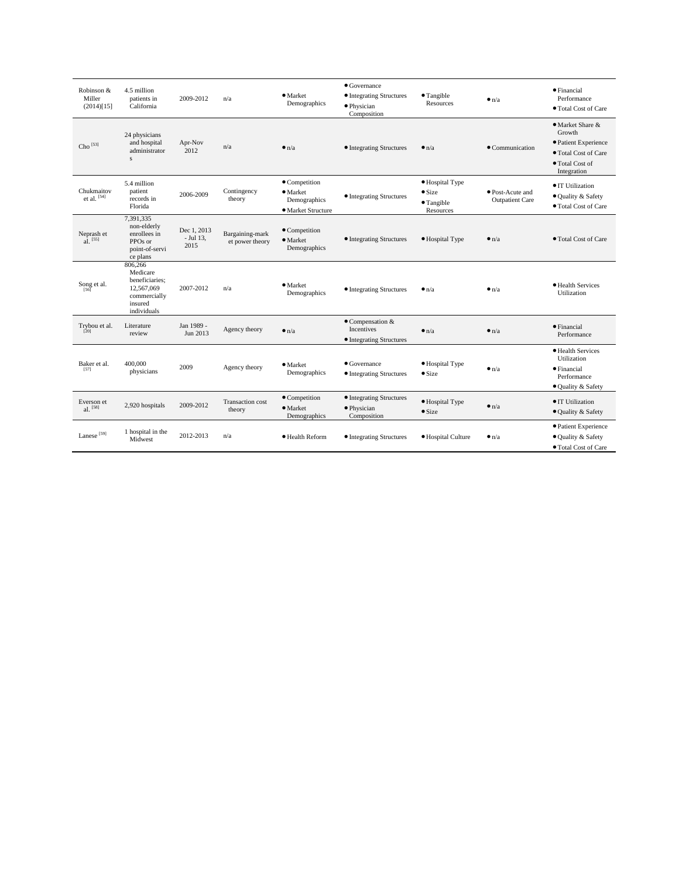| | | | | | | | | |
|---|---|---|---|---|---|---|---|---|
| Robinson & Miller (2014)[15] | 4.5 million patients in California | 2009-2012 | n/a | • Market Demographics | • Governance<br>• Integrating Structures<br>• Physician Composition | • Tangible Resources | • n/a | • Financial Performance<br>• Total Cost of Care |
| Cho [53] | 24 physicians and hospital administrators | Apr-Nov 2012 | n/a | • n/a | • Integrating Structures | • n/a | • Communication | • Market Share & Growth<br>• Patient Experience<br>• Total Cost of Care<br>• Total Cost of Integration |
| Chukmaitov et al. [54] | 5.4 million patient records in Florida | 2006-2009 | Contingency theory | • Competition<br>• Market Demographics<br>• Market Structure | • Integrating Structures | • Hospital Type<br>• Size<br>• Tangible Resources | • Post-Acute and Outpatient Care | • IT Utilization<br>• Quality & Safety<br>• Total Cost of Care |
| Neprash et al. [55] | 7,391,335 non-elderly enrollees in PPOs or point-of-service plans | Dec 1, 2013 - Jul 13, 2015 | Bargaining-market power theory | • Competition<br>• Market Demographics | • Integrating Structures | • Hospital Type | • n/a | • Total Cost of Care |
| Song et al. [56] | 806,266 Medicare beneficiaries; 12,567,069 commercially insured individuals | 2007-2012 | n/a | • Market Demographics | • Integrating Structures | • n/a | • n/a | • Health Services Utilization |
| Trybou et al. [20] | Literature review | Jan 1989 - Jun 2013 | Agency theory | • n/a | • Compensation & Incentives<br>• Integrating Structures | • n/a | • n/a | • Financial Performance |
| Baker et al. [57] | 400,000 physicians | 2009 | Agency theory | • Market Demographics | • Governance<br>• Integrating Structures | • Hospital Type<br>• Size | • n/a | • Health Services Utilization<br>• Financial Performance<br>• Quality & Safety |
| Everson et al. [58] | 2,920 hospitals | 2009-2012 | Transaction cost theory | • Competition<br>• Market Demographics | • Integrating Structures<br>• Physician Composition | • Hospital Type<br>• Size | • n/a | • IT Utilization<br>• Quality & Safety |
| Lanese [59] | 1 hospital in the Midwest | 2012-2013 | n/a | • Health Reform | • Integrating Structures | • Hospital Culture | • n/a | • Patient Experience<br>• Quality & Safety<br>• Total Cost of Care |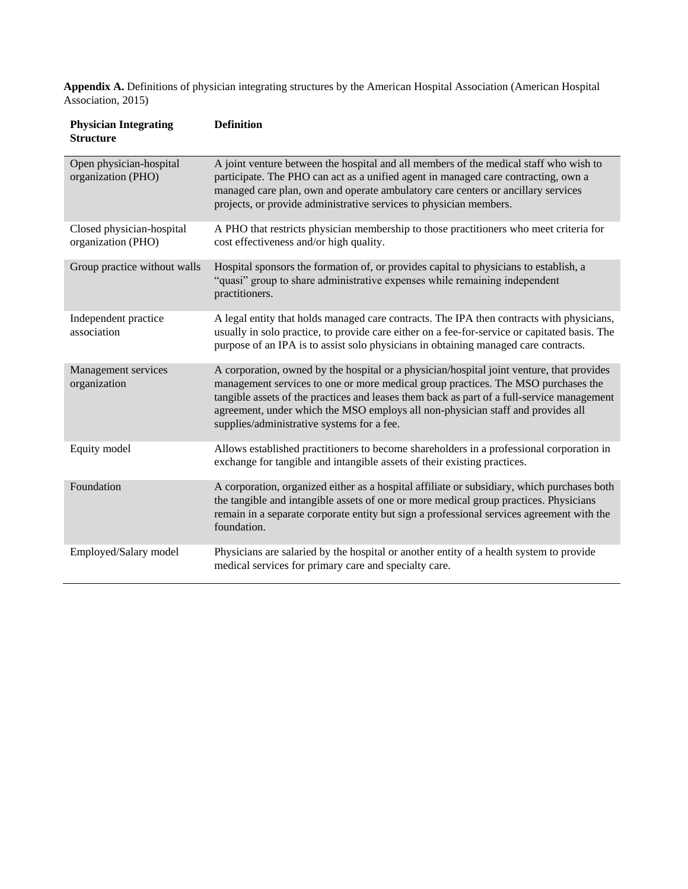**Appendix A.** Definitions of physician integrating structures by the American Hospital Association (American Hospital Association, 2015)

| **Physician Integrating Structure** | **Definition** |
|---|---|
| Open physician-hospital organization (PHO) | A joint venture between the hospital and all members of the medical staff who wish to participate. The PHO can act as a unified agent in managed care contracting, own a managed care plan, own and operate ambulatory care centers or ancillary services projects, or provide administrative services to physician members. |
| Closed physician-hospital organization (PHO) | A PHO that restricts physician membership to those practitioners who meet criteria for cost effectiveness and/or high quality. |
| Group practice without walls | Hospital sponsors the formation of, or provides capital to physicians to establish, a "quasi" group to share administrative expenses while remaining independent practitioners. |
| Independent practice association | A legal entity that holds managed care contracts. The IPA then contracts with physicians, usually in solo practice, to provide care either on a fee-for-service or capitated basis. The purpose of an IPA is to assist solo physicians in obtaining managed care contracts. |
| Management services organization | A corporation, owned by the hospital or a physician/hospital joint venture, that provides management services to one or more medical group practices. The MSO purchases the tangible assets of the practices and leases them back as part of a full-service management agreement, under which the MSO employs all non-physician staff and provides all supplies/administrative systems for a fee. |
| Equity model | Allows established practitioners to become shareholders in a professional corporation in exchange for tangible and intangible assets of their existing practices. |
| Foundation | A corporation, organized either as a hospital affiliate or subsidiary, which purchases both the tangible and intangible assets of one or more medical group practices. Physicians remain in a separate corporate entity but sign a professional services agreement with the foundation. |
| Employed/Salary model | Physicians are salaried by the hospital or another entity of a health system to provide medical services for primary care and specialty care. |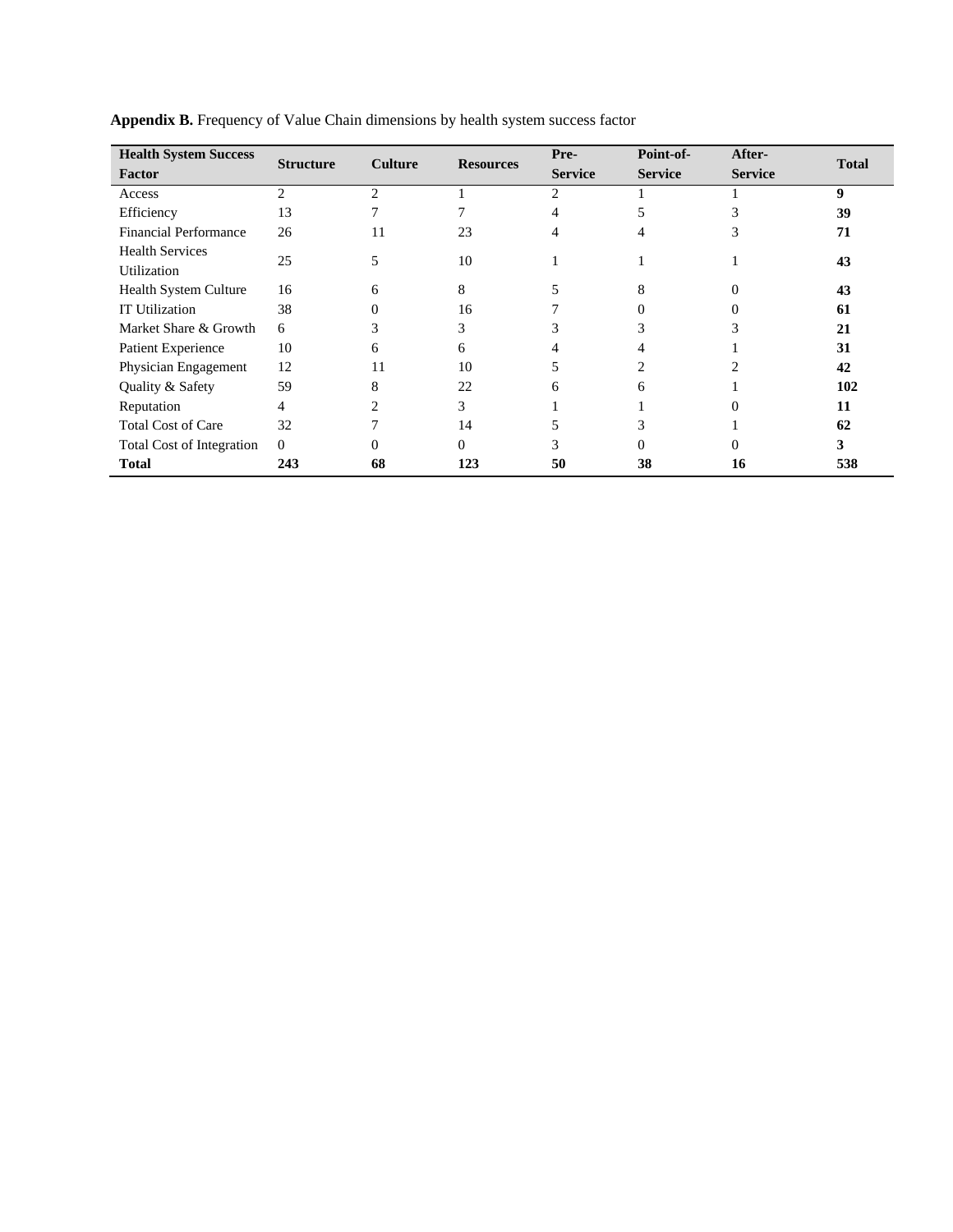**Appendix B.** Frequency of Value Chain dimensions by health system success factor

| Health System Success Factor | Structure | Culture | Resources | Pre-Service | Point-of-Service | After-Service | Total |
|---|---|---|---|---|---|---|---|
| Access | 2 | 2 | 1 | 2 | 1 | 1 | **9** |
| Efficiency | 13 | 7 | 7 | 4 | 5 | 3 | **39** |
| Financial Performance | 26 | 11 | 23 | 4 | 4 | 3 | **71** |
| Health Services Utilization | 25 | 5 | 10 | 1 | 1 | 1 | **43** |
| Health System Culture | 16 | 6 | 8 | 5 | 8 | 0 | **43** |
| IT Utilization | 38 | 0 | 16 | 7 | 0 | 0 | **61** |
| Market Share & Growth | 6 | 3 | 3 | 3 | 3 | 3 | **21** |
| Patient Experience | 10 | 6 | 6 | 4 | 4 | 1 | **31** |
| Physician Engagement | 12 | 11 | 10 | 5 | 2 | 2 | **42** |
| Quality & Safety | 59 | 8 | 22 | 6 | 6 | 1 | **102** |
| Reputation | 4 | 2 | 3 | 1 | 1 | 0 | **11** |
| Total Cost of Care | 32 | 7 | 14 | 5 | 3 | 1 | **62** |
| Total Cost of Integration | 0 | 0 | 0 | 3 | 0 | 0 | **3** |
| **Total** | **243** | **68** | **123** | **50** | **38** | **16** | **538** |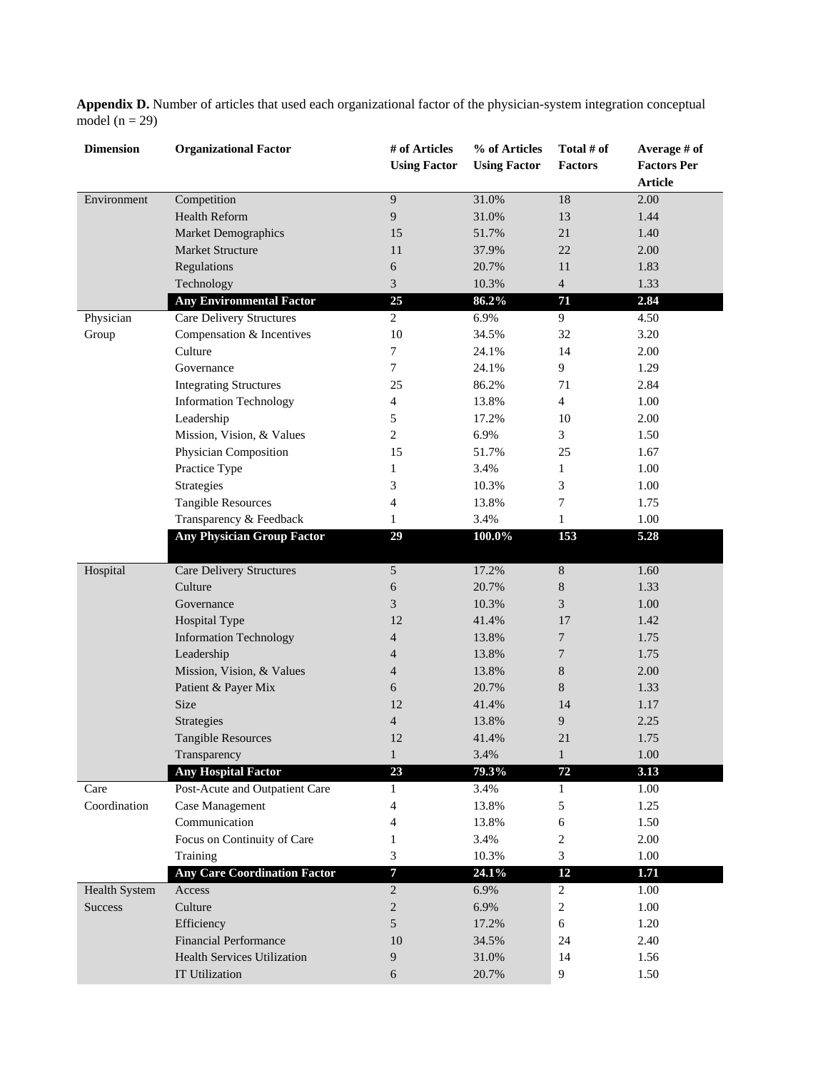**Appendix D.** Number of articles that used each organizational factor of the physician-system integration conceptual model (n = 29)

| Dimension | Organizational Factor | # of Articles Using Factor | % of Articles Using Factor | Total # of Factors | Average # of Factors Per Article |
|---|---|---|---|---|---|
| Environment | Competition | 9 | 31.0% | 18 | 2.00 |
| | Health Reform | 9 | 31.0% | 13 | 1.44 |
| | Market Demographics | 15 | 51.7% | 21 | 1.40 |
| | Market Structure | 11 | 37.9% | 22 | 2.00 |
| | Regulations | 6 | 20.7% | 11 | 1.83 |
| | Technology | 3 | 10.3% | 4 | 1.33 |
| | **Any Environmental Factor** | **25** | **86.2%** | **71** | **2.84** |
| Physician Group | Care Delivery Structures | 2 | 6.9% | 9 | 4.50 |
| | Compensation & Incentives | 10 | 34.5% | 32 | 3.20 |
| | Culture | 7 | 24.1% | 14 | 2.00 |
| | Governance | 7 | 24.1% | 9 | 1.29 |
| | Integrating Structures | 25 | 86.2% | 71 | 2.84 |
| | Information Technology | 4 | 13.8% | 4 | 1.00 |
| | Leadership | 5 | 17.2% | 10 | 2.00 |
| | Mission, Vision, & Values | 2 | 6.9% | 3 | 1.50 |
| | Physician Composition | 15 | 51.7% | 25 | 1.67 |
| | Practice Type | 1 | 3.4% | 1 | 1.00 |
| | Strategies | 3 | 10.3% | 3 | 1.00 |
| | Tangible Resources | 4 | 13.8% | 7 | 1.75 |
| | Transparency & Feedback | 1 | 3.4% | 1 | 1.00 |
| | **Any Physician Group Factor** | **29** | **100.0%** | **153** | **5.28** |
| Hospital | Care Delivery Structures | 5 | 17.2% | 8 | 1.60 |
| | Culture | 6 | 20.7% | 8 | 1.33 |
| | Governance | 3 | 10.3% | 3 | 1.00 |
| | Hospital Type | 12 | 41.4% | 17 | 1.42 |
| | Information Technology | 4 | 13.8% | 7 | 1.75 |
| | Leadership | 4 | 13.8% | 7 | 1.75 |
| | Mission, Vision, & Values | 4 | 13.8% | 8 | 2.00 |
| | Patient & Payer Mix | 6 | 20.7% | 8 | 1.33 |
| | Size | 12 | 41.4% | 14 | 1.17 |
| | Strategies | 4 | 13.8% | 9 | 2.25 |
| | Tangible Resources | 12 | 41.4% | 21 | 1.75 |
| | Transparency | 1 | 3.4% | 1 | 1.00 |
| | **Any Hospital Factor** | **23** | **79.3%** | **72** | **3.13** |
| Care Coordination | Post-Acute and Outpatient Care | 1 | 3.4% | 1 | 1.00 |
| | Case Management | 4 | 13.8% | 5 | 1.25 |
| | Communication | 4 | 13.8% | 6 | 1.50 |
| | Focus on Continuity of Care | 1 | 3.4% | 2 | 2.00 |
| | Training | 3 | 10.3% | 3 | 1.00 |
| | **Any Care Coordination Factor** | **7** | **24.1%** | **12** | **1.71** |
| Health System Success | Access | 2 | 6.9% | 2 | 1.00 |
| | Culture | 2 | 6.9% | 2 | 1.00 |
| | Efficiency | 5 | 17.2% | 6 | 1.20 |
| | Financial Performance | 10 | 34.5% | 24 | 2.40 |
| | Health Services Utilization | 9 | 31.0% | 14 | 1.56 |
| | IT Utilization | 6 | 20.7% | 9 | 1.50 |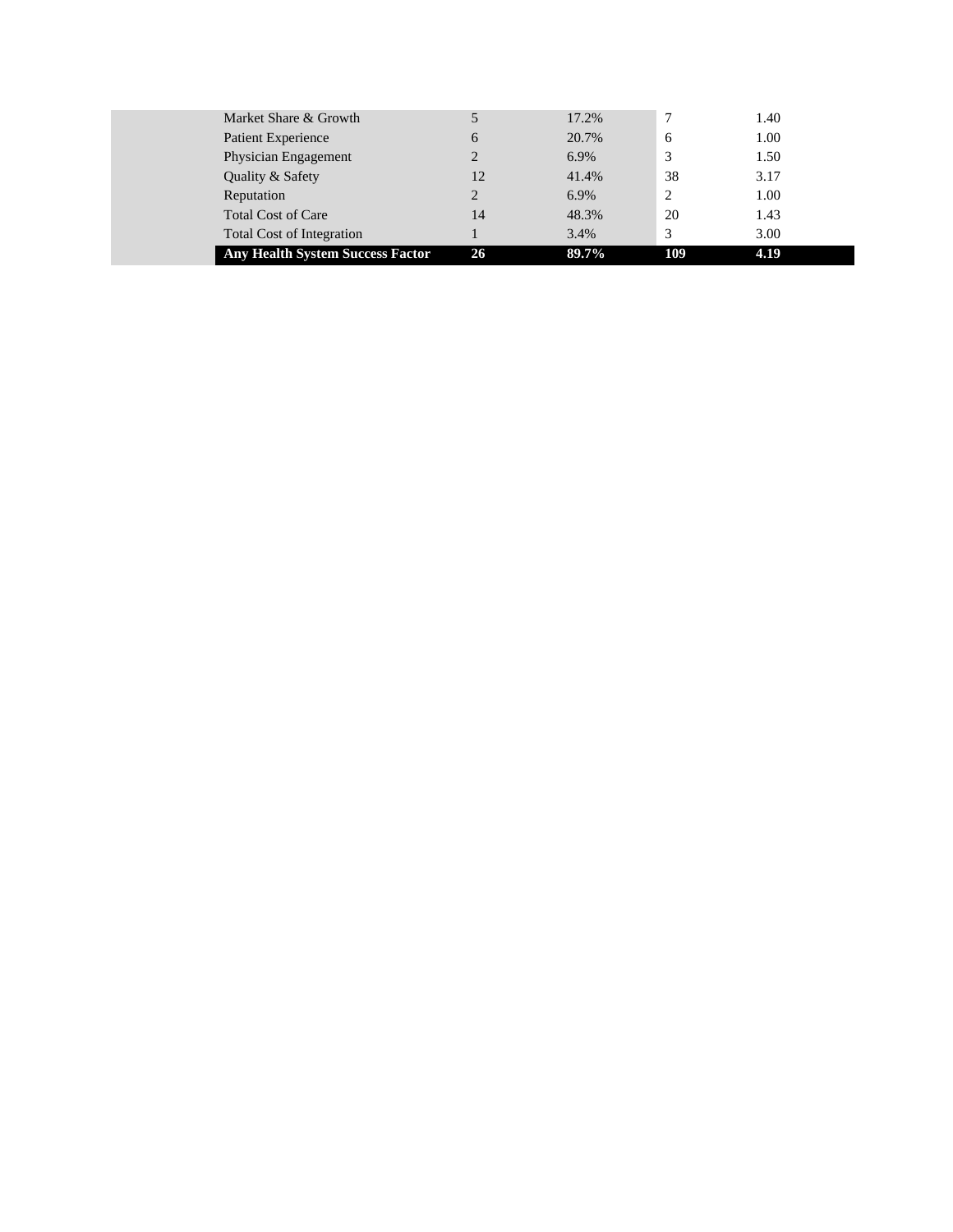| | | | | |
|---|---|---|---|---|
| Market Share & Growth | 5 | 17.2% | 7 | 1.40 |
| Patient Experience | 6 | 20.7% | 6 | 1.00 |
| Physician Engagement | 2 | 6.9% | 3 | 1.50 |
| Quality & Safety | 12 | 41.4% | 38 | 3.17 |
| Reputation | 2 | 6.9% | 2 | 1.00 |
| Total Cost of Care | 14 | 48.3% | 20 | 1.43 |
| Total Cost of Integration | 1 | 3.4% | 3 | 3.00 |
| **Any Health System Success Factor** | **26** | **89.7%** | **109** | **4.19** |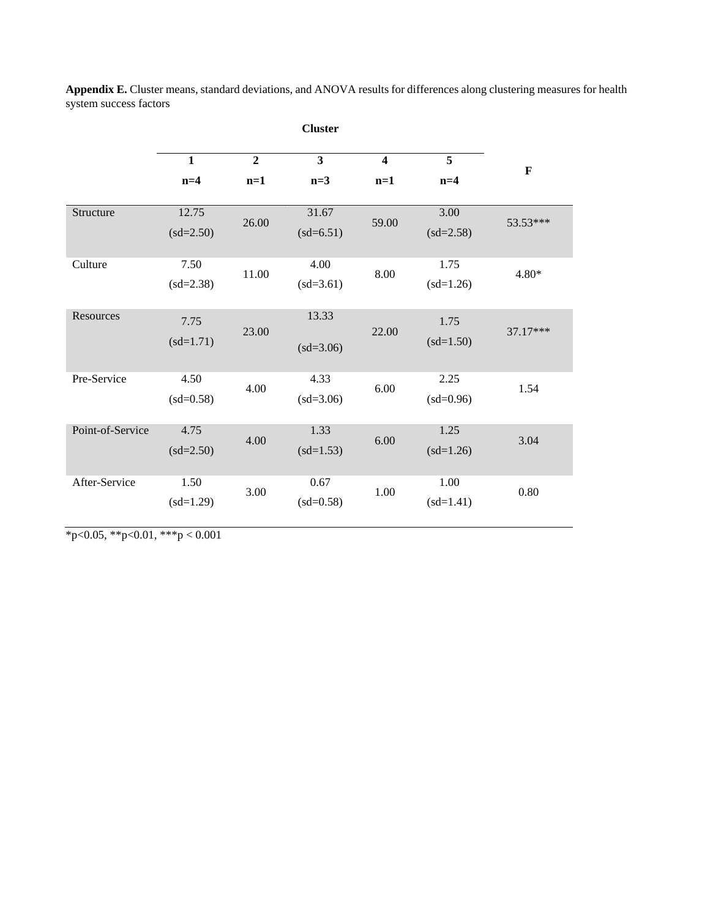**Appendix E.** Cluster means, standard deviations, and ANOVA results for differences along clustering measures for health system success factors

| | Cluster | | | | | |
|---|---|---|---|---|---|---|
| | **1** **n=4** | **2** **n=1** | **3** **n=3** | **4** **n=1** | **5** **n=4** | **F** |
| Structure | 12.75 (sd=2.50) | 26.00 | 31.67 (sd=6.51) | 59.00 | 3.00 (sd=2.58) | 53.53*** |
| Culture | 7.50 (sd=2.38) | 11.00 | 4.00 (sd=3.61) | 8.00 | 1.75 (sd=1.26) | 4.80* |
| Resources | 7.75 (sd=1.71) | 23.00 | 13.33 (sd=3.06) | 22.00 | 1.75 (sd=1.50) | 37.17*** |
| Pre-Service | 4.50 (sd=0.58) | 4.00 | 4.33 (sd=3.06) | 6.00 | 2.25 (sd=0.96) | 1.54 |
| Point-of-Service | 4.75 (sd=2.50) | 4.00 | 1.33 (sd=1.53) | 6.00 | 1.25 (sd=1.26) | 3.04 |
| After-Service | 1.50 (sd=1.29) | 3.00 | 0.67 (sd=0.58) | 1.00 | 1.00 (sd=1.41) | 0.80 |

*p<0.05, **p<0.01, ***p < 0.001